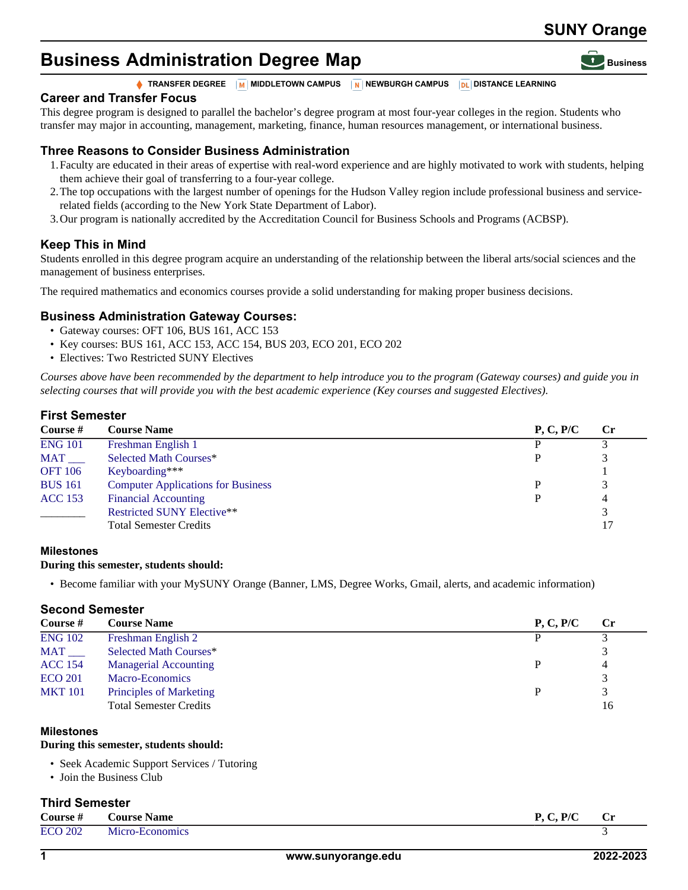# Business Administration Degree Map

SUNY Orange

Business

♦ TRANSFER DEGREE | M MIDDLETOWN CAMPUS | N NEWBURGH CAMPUS | DL DISTANCE LEARNING

## Career and Transfer Focus

This degree program is designed to parallel the bachelor's degree program at most four-year colleges in the region. Students who transfer may major in accounting, management, marketing, finance, human resources management, or international business.

## Three Reasons to Consider Business Administration

1. Faculty are educated in their areas of expertise with real-word experience and are highly motivated to work with students, helping them achieve their goal of transferring to a four-year college.
2. The top occupations with the largest number of openings for the Hudson Valley region include professional business and service-related fields (according to the New York State Department of Labor).
3. Our program is nationally accredited by the Accreditation Council for Business Schools and Programs (ACBSP).

## Keep This in Mind

Students enrolled in this degree program acquire an understanding of the relationship between the liberal arts/social sciences and the management of business enterprises.

The required mathematics and economics courses provide a solid understanding for making proper business decisions.

## Business Administration Gateway Courses:

- Gateway courses: OFT 106, BUS 161, ACC 153
- Key courses: BUS 161, ACC 153, ACC 154, BUS 203, ECO 201, ECO 202
- Electives: Two Restricted SUNY Electives

*Courses above have been recommended by the department to help introduce you to the program (Gateway courses) and guide you in selecting courses that will provide you with the best academic experience (Key courses and suggested Electives).*

## First Semester

| Course # | Course Name | P, C, P/C | Cr |
|---|---|---|---|
| ENG 101 | Freshman English 1 | P | 3 |
| MAT ___ | Selected Math Courses* | P | 3 |
| OFT 106 | Keyboarding*** | | 1 |
| BUS 161 | Computer Applications for Business | P | 3 |
| ACC 153 | Financial Accounting | P | 4 |
| ________ | Restricted SUNY Elective** | | 3 |
| | Total Semester Credits | | 17 |

### Milestones

**During this semester, students should:**

- Become familiar with your MySUNY Orange (Banner, LMS, Degree Works, Gmail, alerts, and academic information)

## Second Semester

| Course # | Course Name | P, C, P/C | Cr |
|---|---|---|---|
| ENG 102 | Freshman English 2 | P | 3 |
| MAT ___ | Selected Math Courses* | | 3 |
| ACC 154 | Managerial Accounting | P | 4 |
| ECO 201 | Macro-Economics | | 3 |
| MKT 101 | Principles of Marketing | P | 3 |
| | Total Semester Credits | | 16 |

### Milestones

**During this semester, students should:**

- Seek Academic Support Services / Tutoring
- Join the Business Club

## Third Semester

| Course # | Course Name | P, C, P/C | Cr |
|---|---|---|---|
| ECO 202 | Micro-Economics | | 3 |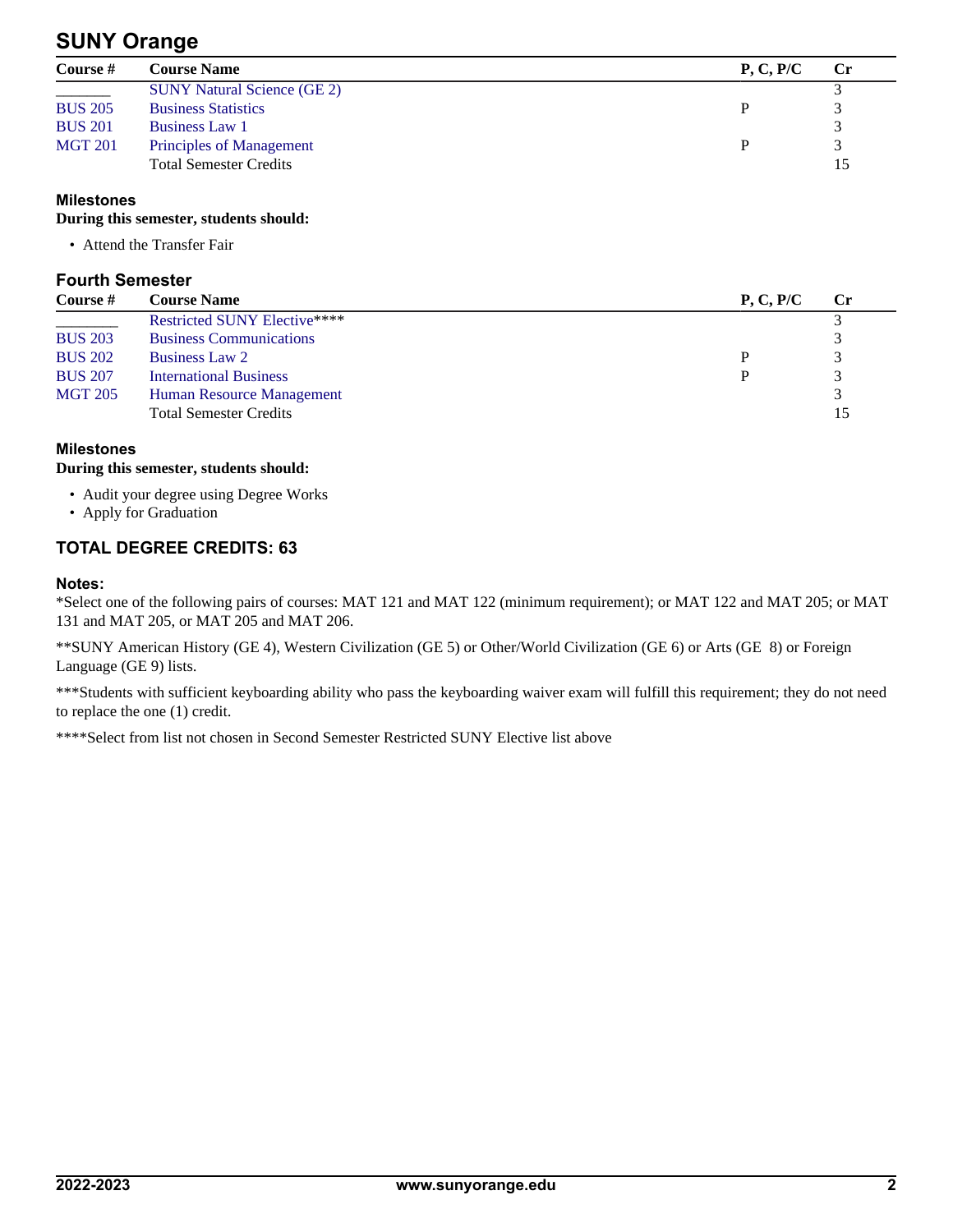## SUNY Orange

| Course # | Course Name | P, C, P/C | Cr |
|---|---|---|---|
| _______ | SUNY Natural Science (GE 2) | | 3 |
| BUS 205 | Business Statistics | P | 3 |
| BUS 201 | Business Law 1 | | 3 |
| MGT 201 | Principles of Management | P | 3 |
| | Total Semester Credits | | 15 |

### Milestones

**During this semester, students should:**

- Attend the Transfer Fair

### Fourth Semester

| Course # | Course Name | P, C, P/C | Cr |
|---|---|---|---|
| _______ | Restricted SUNY Elective**** | | 3 |
| BUS 203 | Business Communications | | 3 |
| BUS 202 | Business Law 2 | P | 3 |
| BUS 207 | International Business | P | 3 |
| MGT 205 | Human Resource Management | | 3 |
| | Total Semester Credits | | 15 |

### Milestones

**During this semester, students should:**

- Audit your degree using Degree Works
- Apply for Graduation

## TOTAL DEGREE CREDITS: 63

### Notes:

*Select one of the following pairs of courses: MAT 121 and MAT 122 (minimum requirement); or MAT 122 and MAT 205; or MAT 131 and MAT 205, or MAT 205 and MAT 206.

**SUNY American History (GE 4), Western Civilization (GE 5) or Other/World Civilization (GE 6) or Arts (GE 8) or Foreign Language (GE 9) lists.

***Students with sufficient keyboarding ability who pass the keyboarding waiver exam will fulfill this requirement; they do not need to replace the one (1) credit.

****Select from list not chosen in Second Semester Restricted SUNY Elective list above